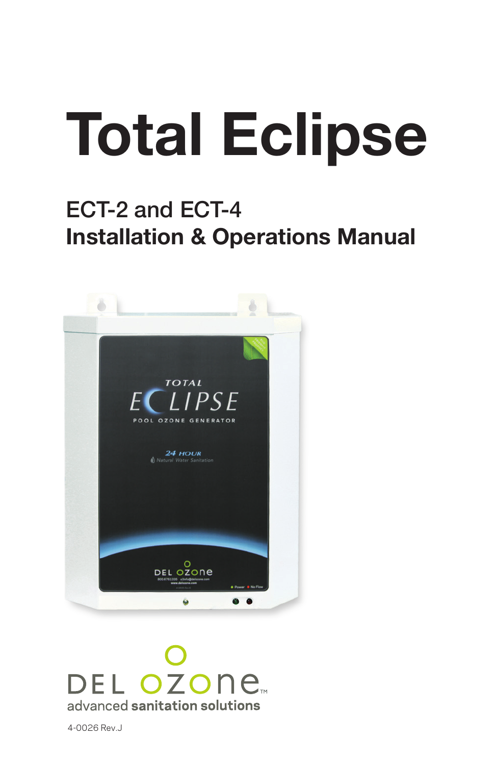# Total Eclipse

## ECT-2 and ECT-4
## **Installation & Operations Manual**

DEL ozone
advanced **sanitation solutions**

4-0026 Rev.J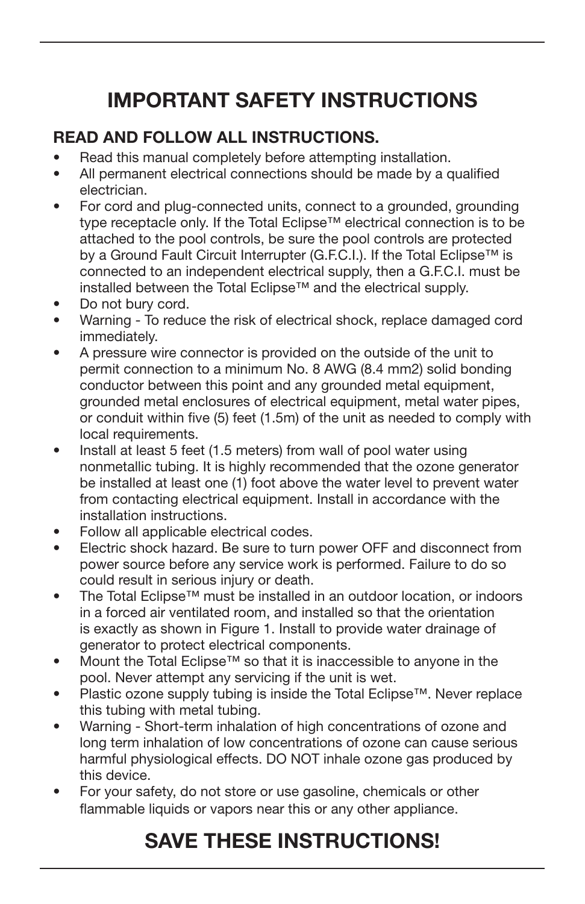# IMPORTANT SAFETY INSTRUCTIONS

**READ AND FOLLOW ALL INSTRUCTIONS.**

- Read this manual completely before attempting installation.
- All permanent electrical connections should be made by a qualified electrician.
- For cord and plug-connected units, connect to a grounded, grounding type receptacle only. If the Total Eclipse™ electrical connection is to be attached to the pool controls, be sure the pool controls are protected by a Ground Fault Circuit Interrupter (G.F.C.I.). If the Total Eclipse™ is connected to an independent electrical supply, then a G.F.C.I. must be installed between the Total Eclipse™ and the electrical supply.
- Do not bury cord.
- Warning - To reduce the risk of electrical shock, replace damaged cord immediately.
- A pressure wire connector is provided on the outside of the unit to permit connection to a minimum No. 8 AWG (8.4 mm2) solid bonding conductor between this point and any grounded metal equipment, grounded metal enclosures of electrical equipment, metal water pipes, or conduit within five (5) feet (1.5m) of the unit as needed to comply with local requirements.
- Install at least 5 feet (1.5 meters) from wall of pool water using nonmetallic tubing. It is highly recommended that the ozone generator be installed at least one (1) foot above the water level to prevent water from contacting electrical equipment. Install in accordance with the installation instructions.
- Follow all applicable electrical codes.
- Electric shock hazard. Be sure to turn power OFF and disconnect from power source before any service work is performed. Failure to do so could result in serious injury or death.
- The Total Eclipse™ must be installed in an outdoor location, or indoors in a forced air ventilated room, and installed so that the orientation is exactly as shown in Figure 1. Install to provide water drainage of generator to protect electrical components.
- Mount the Total Eclipse™ so that it is inaccessible to anyone in the pool. Never attempt any servicing if the unit is wet.
- Plastic ozone supply tubing is inside the Total Eclipse™. Never replace this tubing with metal tubing.
- Warning - Short-term inhalation of high concentrations of ozone and long term inhalation of low concentrations of ozone can cause serious harmful physiological effects. DO NOT inhale ozone gas produced by this device.
- For your safety, do not store or use gasoline, chemicals or other flammable liquids or vapors near this or any other appliance.

# SAVE THESE INSTRUCTIONS!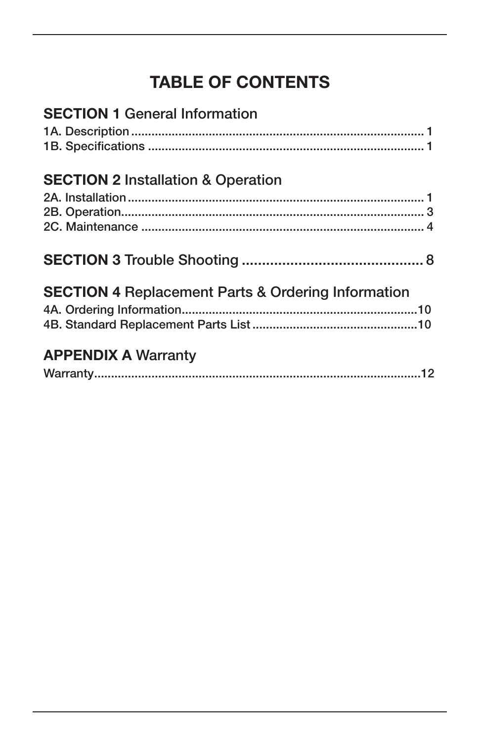# TABLE OF CONTENTS

## **SECTION 1** General Information

1A. Description ..................................................................................... 1
1B. Specifications .................................................................................. 1

## **SECTION 2** Installation & Operation

2A. Installation ....................................................................................... 1
2B. Operation.......................................................................................... 3
2C. Maintenance .................................................................................... 4

## **SECTION 3** Trouble Shooting ............................................ 8

## **SECTION 4** Replacement Parts & Ordering Information

4A. Ordering Information.....................................................................10
4B. Standard Replacement Parts List ................................................10

## **APPENDIX A** Warranty

Warranty................................................................................................12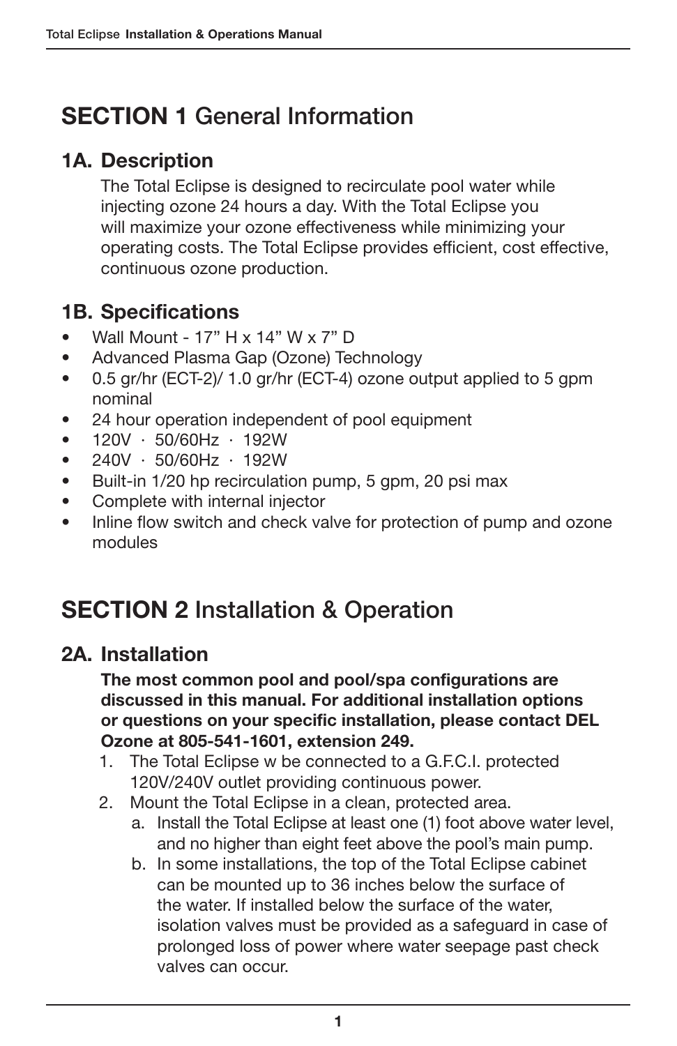# SECTION 1 General Information

## 1A. Description

The Total Eclipse is designed to recirculate pool water while injecting ozone 24 hours a day. With the Total Eclipse you will maximize your ozone effectiveness while minimizing your operating costs. The Total Eclipse provides efficient, cost effective, continuous ozone production.

## 1B. Specifications

- Wall Mount - 17” H x 14” W x 7” D
- Advanced Plasma Gap (Ozone) Technology
- 0.5 gr/hr (ECT-2)/ 1.0 gr/hr (ECT-4) ozone output applied to 5 gpm nominal
- 24 hour operation independent of pool equipment
- 120V · 50/60Hz · 192W
- 240V · 50/60Hz · 192W
- Built-in 1/20 hp recirculation pump, 5 gpm, 20 psi max
- Complete with internal injector
- Inline flow switch and check valve for protection of pump and ozone modules

# SECTION 2 Installation & Operation

## 2A. Installation

**The most common pool and pool/spa configurations are discussed in this manual. For additional installation options or questions on your specific installation, please contact DEL Ozone at 805-541-1601, extension 249.**

1. The Total Eclipse w be connected to a G.F.C.I. protected 120V/240V outlet providing continuous power.
2. Mount the Total Eclipse in a clean, protected area.
   a. Install the Total Eclipse at least one (1) foot above water level, and no higher than eight feet above the pool’s main pump.
   b. In some installations, the top of the Total Eclipse cabinet can be mounted up to 36 inches below the surface of the water. If installed below the surface of the water, isolation valves must be provided as a safeguard in case of prolonged loss of power where water seepage past check valves can occur.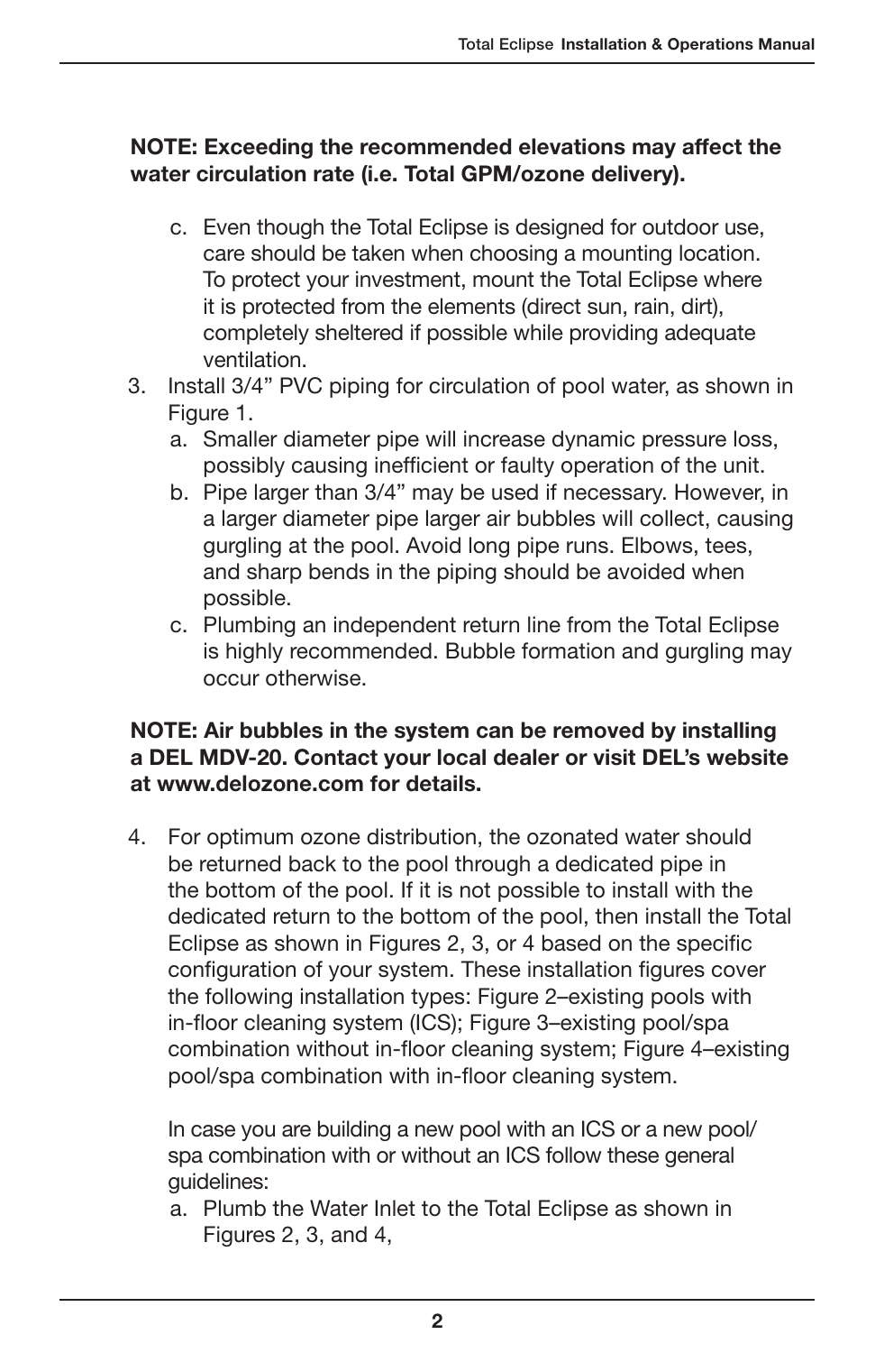**NOTE: Exceeding the recommended elevations may affect the water circulation rate (i.e. Total GPM/ozone delivery).**

c. Even though the Total Eclipse is designed for outdoor use, care should be taken when choosing a mounting location. To protect your investment, mount the Total Eclipse where it is protected from the elements (direct sun, rain, dirt), completely sheltered if possible while providing adequate ventilation.

3. Install 3/4" PVC piping for circulation of pool water, as shown in Figure 1.
   a. Smaller diameter pipe will increase dynamic pressure loss, possibly causing inefficient or faulty operation of the unit.
   b. Pipe larger than 3/4" may be used if necessary. However, in a larger diameter pipe larger air bubbles will collect, causing gurgling at the pool. Avoid long pipe runs. Elbows, tees, and sharp bends in the piping should be avoided when possible.
   c. Plumbing an independent return line from the Total Eclipse is highly recommended. Bubble formation and gurgling may occur otherwise.

**NOTE: Air bubbles in the system can be removed by installing a DEL MDV-20. Contact your local dealer or visit DEL's website at www.delozone.com for details.**

4. For optimum ozone distribution, the ozonated water should be returned back to the pool through a dedicated pipe in the bottom of the pool. If it is not possible to install with the dedicated return to the bottom of the pool, then install the Total Eclipse as shown in Figures 2, 3, or 4 based on the specific configuration of your system. These installation figures cover the following installation types: Figure 2–existing pools with in-floor cleaning system (ICS); Figure 3–existing pool/spa combination without in-floor cleaning system; Figure 4–existing pool/spa combination with in-floor cleaning system.

   In case you are building a new pool with an ICS or a new pool/spa combination with or without an ICS follow these general guidelines:

   a. Plumb the Water Inlet to the Total Eclipse as shown in Figures 2, 3, and 4,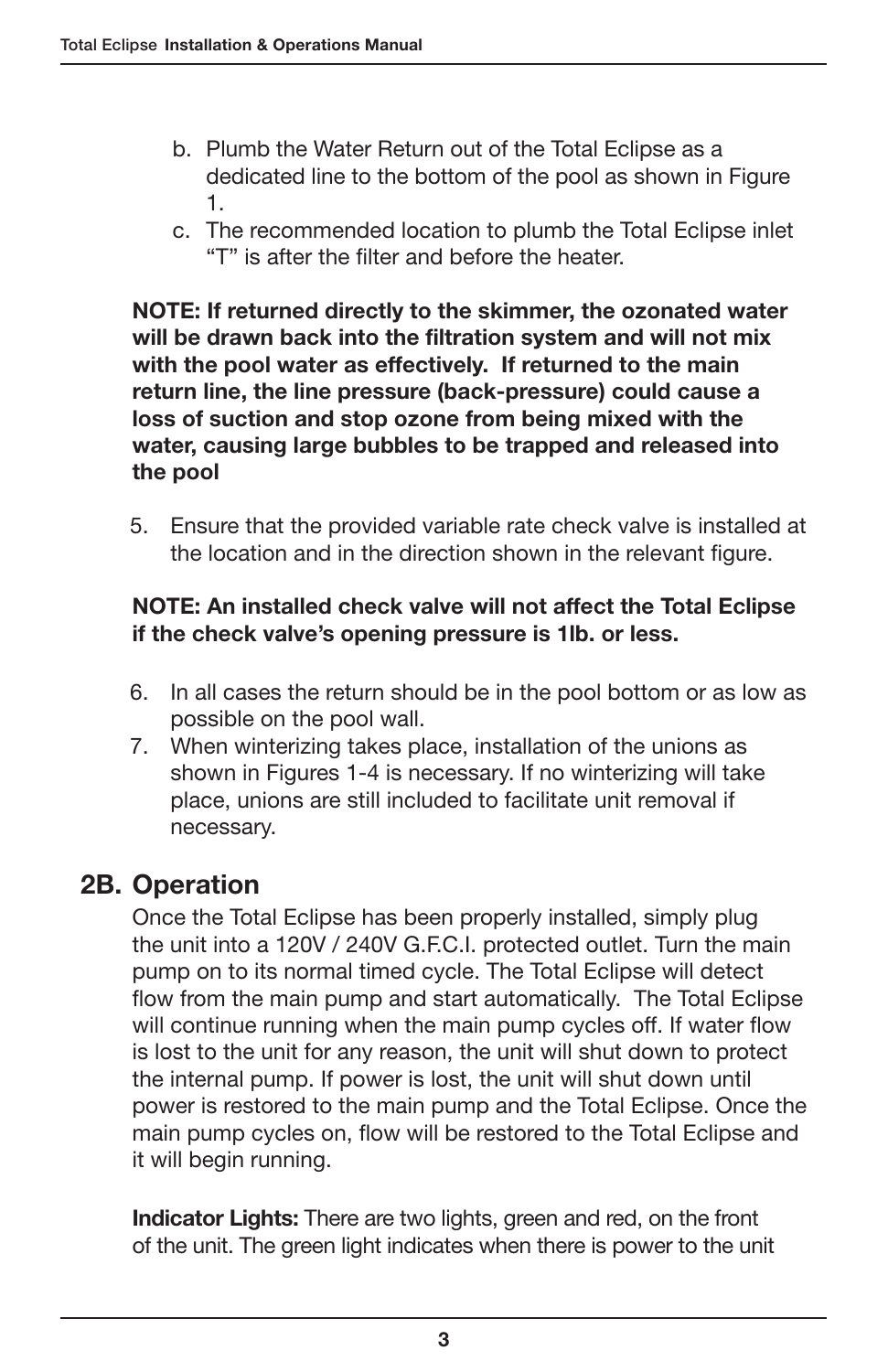b. Plumb the Water Return out of the Total Eclipse as a dedicated line to the bottom of the pool as shown in Figure 1.
c. The recommended location to plumb the Total Eclipse inlet "T" is after the filter and before the heater.

**NOTE: If returned directly to the skimmer, the ozonated water will be drawn back into the filtration system and will not mix with the pool water as effectively. If returned to the main return line, the line pressure (back-pressure) could cause a loss of suction and stop ozone from being mixed with the water, causing large bubbles to be trapped and released into the pool**

5. Ensure that the provided variable rate check valve is installed at the location and in the direction shown in the relevant figure.

**NOTE: An installed check valve will not affect the Total Eclipse if the check valve's opening pressure is 1lb. or less.**

6. In all cases the return should be in the pool bottom or as low as possible on the pool wall.
7. When winterizing takes place, installation of the unions as shown in Figures 1-4 is necessary. If no winterizing will take place, unions are still included to facilitate unit removal if necessary.

## 2B. Operation

Once the Total Eclipse has been properly installed, simply plug the unit into a 120V / 240V G.F.C.I. protected outlet. Turn the main pump on to its normal timed cycle. The Total Eclipse will detect flow from the main pump and start automatically. The Total Eclipse will continue running when the main pump cycles off. If water flow is lost to the unit for any reason, the unit will shut down to protect the internal pump. If power is lost, the unit will shut down until power is restored to the main pump and the Total Eclipse. Once the main pump cycles on, flow will be restored to the Total Eclipse and it will begin running.

**Indicator Lights:** There are two lights, green and red, on the front of the unit. The green light indicates when there is power to the unit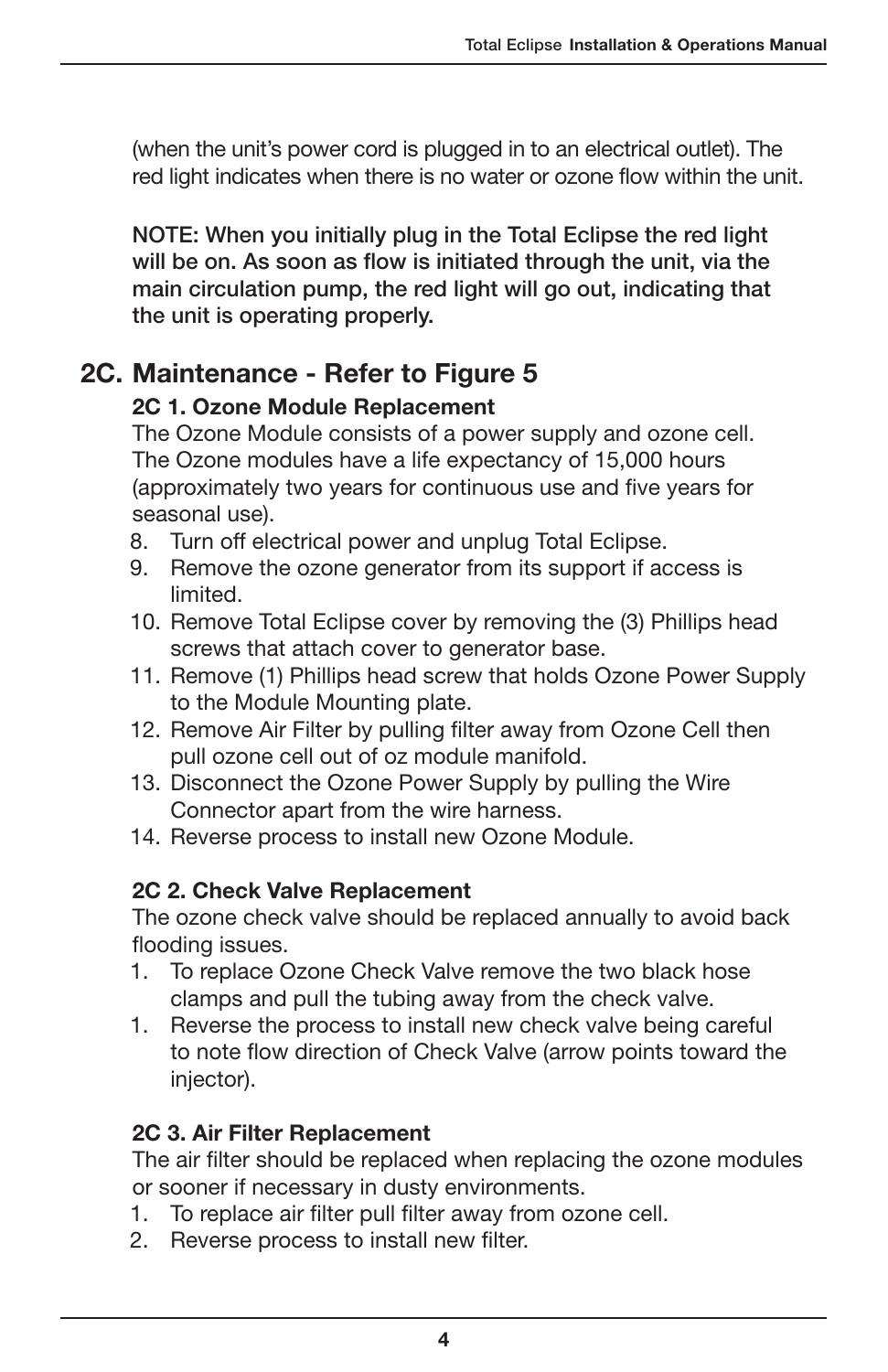(when the unit's power cord is plugged in to an electrical outlet). The red light indicates when there is no water or ozone flow within the unit.

**NOTE: When you initially plug in the Total Eclipse the red light will be on. As soon as flow is initiated through the unit, via the main circulation pump, the red light will go out, indicating that the unit is operating properly.**

## 2C. Maintenance - Refer to Figure 5

### 2C 1. Ozone Module Replacement

The Ozone Module consists of a power supply and ozone cell. The Ozone modules have a life expectancy of 15,000 hours (approximately two years for continuous use and five years for seasonal use).

8. Turn off electrical power and unplug Total Eclipse.
9. Remove the ozone generator from its support if access is limited.
10. Remove Total Eclipse cover by removing the (3) Phillips head screws that attach cover to generator base.
11. Remove (1) Phillips head screw that holds Ozone Power Supply to the Module Mounting plate.
12. Remove Air Filter by pulling filter away from Ozone Cell then pull ozone cell out of oz module manifold.
13. Disconnect the Ozone Power Supply by pulling the Wire Connector apart from the wire harness.
14. Reverse process to install new Ozone Module.

### 2C 2. Check Valve Replacement

The ozone check valve should be replaced annually to avoid back flooding issues.

1. To replace Ozone Check Valve remove the two black hose clamps and pull the tubing away from the check valve.
1. Reverse the process to install new check valve being careful to note flow direction of Check Valve (arrow points toward the injector).

### 2C 3. Air Filter Replacement

The air filter should be replaced when replacing the ozone modules or sooner if necessary in dusty environments.

1. To replace air filter pull filter away from ozone cell.
2. Reverse process to install new filter.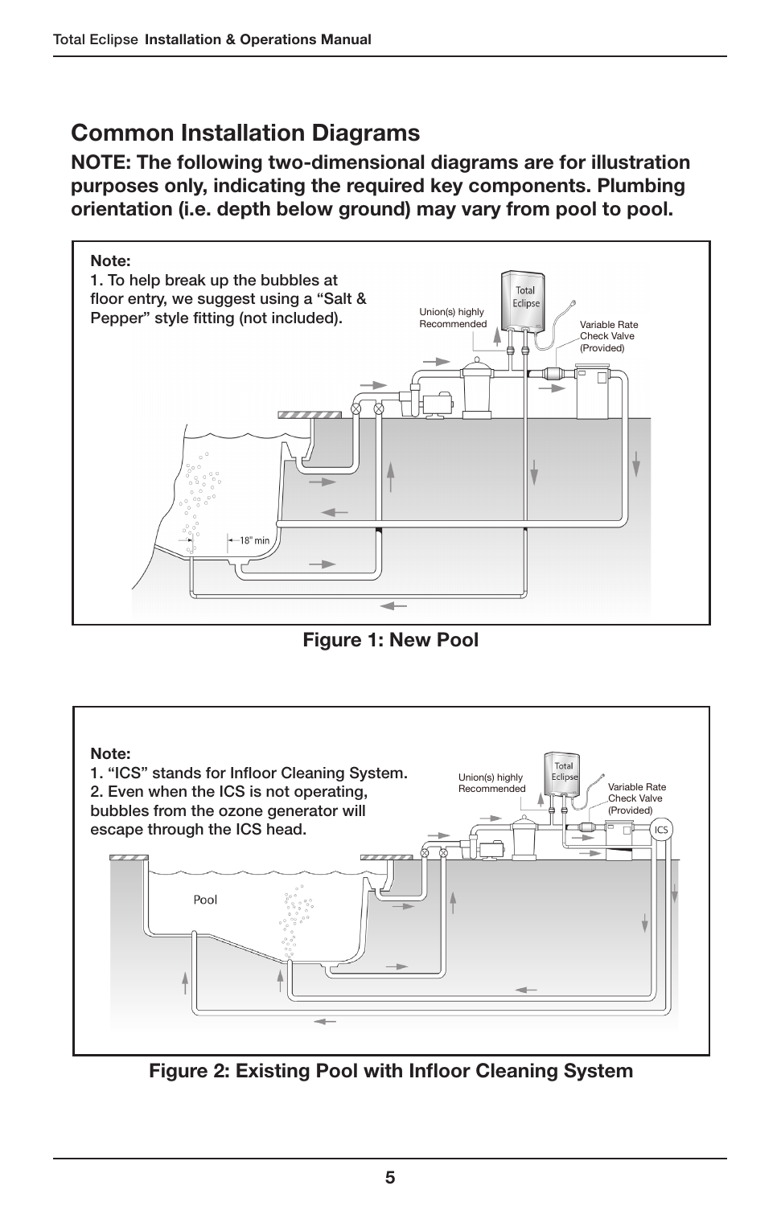# Common Installation Diagrams

**NOTE: The following two-dimensional diagrams are for illustration purposes only, indicating the required key components. Plumbing orientation (i.e. depth below ground) may vary from pool to pool.**

**Note:**
1. To help break up the bubbles at floor entry, we suggest using a "Salt & Pepper" style fitting (not included).

Union(s) highly Recommended

Total Eclipse

Variable Rate Check Valve (Provided)

18" min

**Figure 1: New Pool**

**Note:**
1. "ICS" stands for Infloor Cleaning System.
2. Even when the ICS is not operating, bubbles from the ozone generator will escape through the ICS head.

Union(s) highly Recommended

Total Eclipse

Variable Rate Check Valve (Provided)

ICS

Pool

**Figure 2: Existing Pool with Infloor Cleaning System**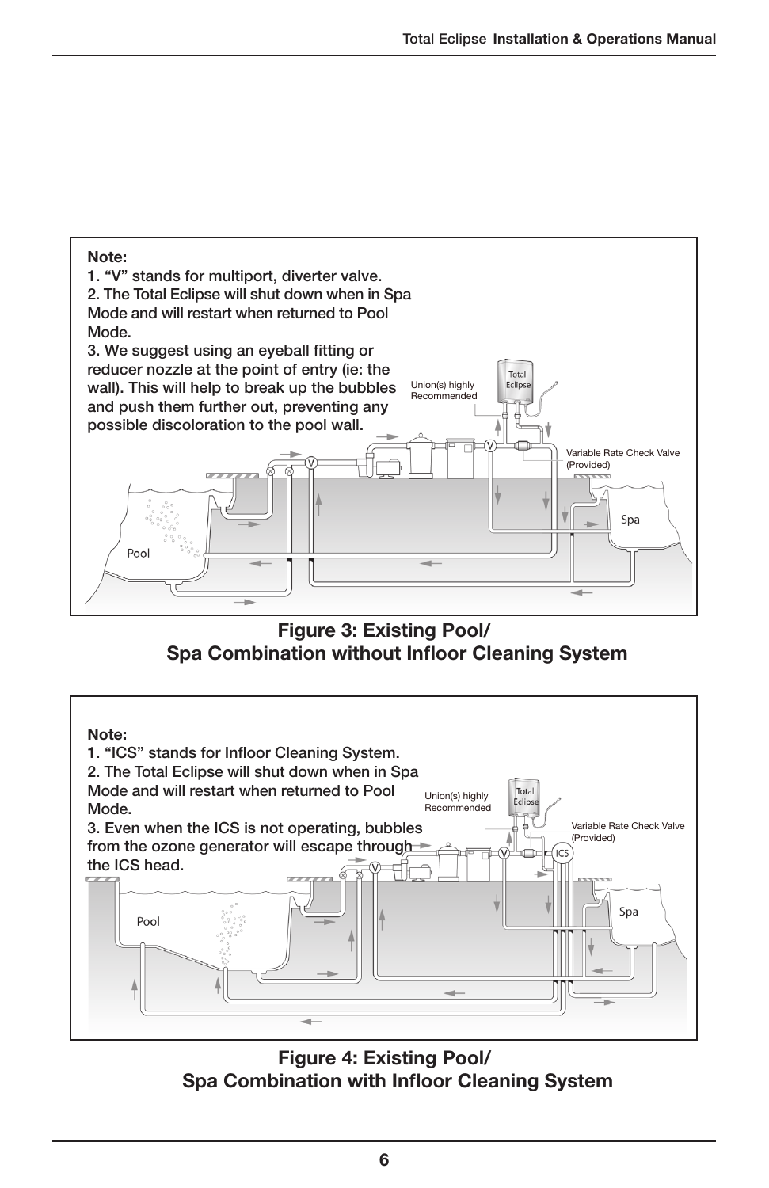**Note:**
1. "V" stands for multiport, diverter valve.
2. The Total Eclipse will shut down when in Spa Mode and will restart when returned to Pool Mode.
3. We suggest using an eyeball fitting or reducer nozzle at the point of entry (ie: the wall). This will help to break up the bubbles and push them further out, preventing any possible discoloration to the pool wall.

Union(s) highly Recommended

Total Eclipse

Variable Rate Check Valve (Provided)

Pool

Spa

**Figure 3: Existing Pool/ Spa Combination without Infloor Cleaning System**

**Note:**
1. "ICS" stands for Infloor Cleaning System.
2. The Total Eclipse will shut down when in Spa Mode and will restart when returned to Pool Mode.
3. Even when the ICS is not operating, bubbles from the ozone generator will escape through the ICS head.

Union(s) highly Recommended

Total Eclipse

Variable Rate Check Valve (Provided)

Pool

Spa

**Figure 4: Existing Pool/ Spa Combination with Infloor Cleaning System**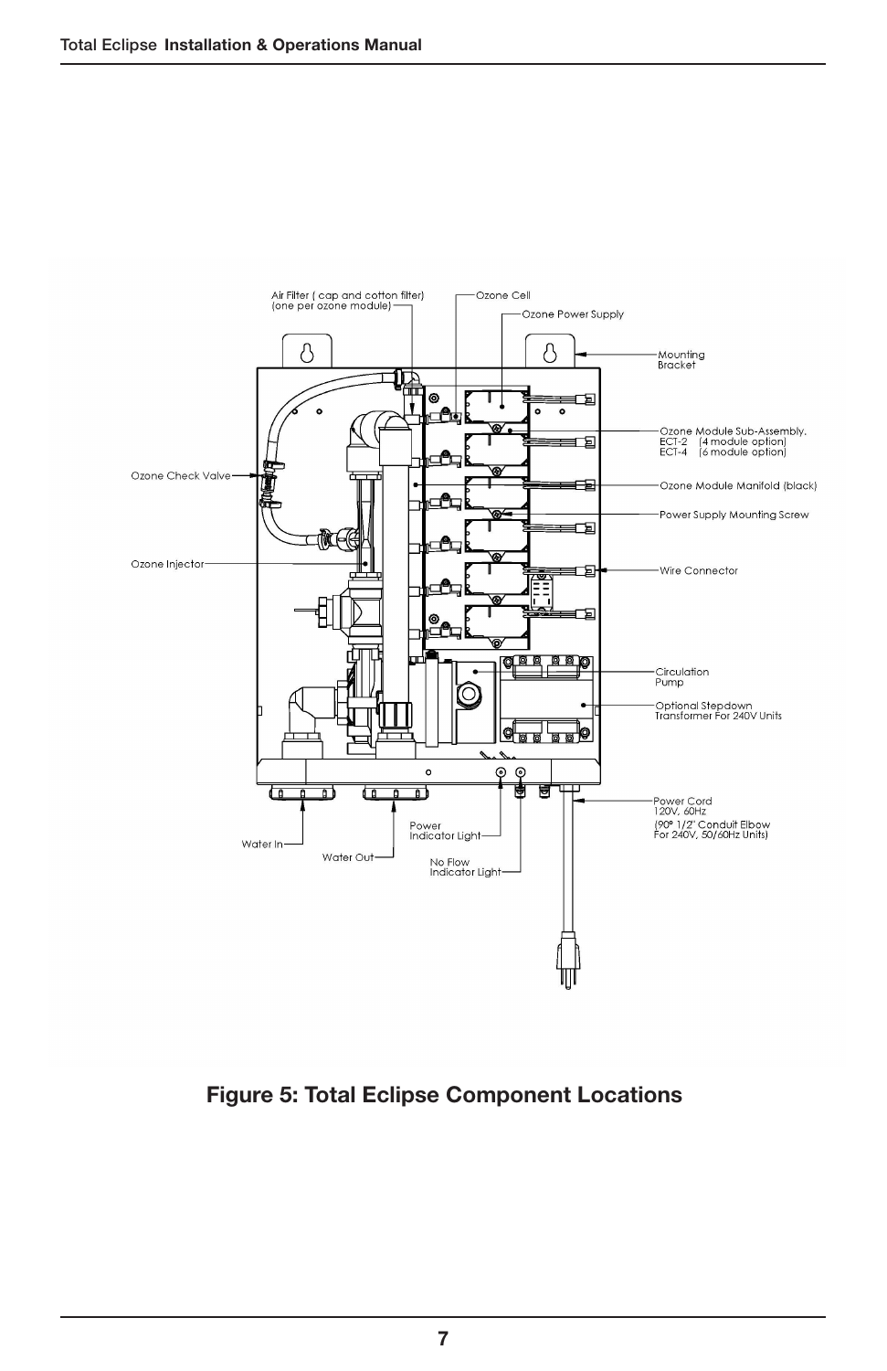**Figure 5: Total Eclipse Component Locations**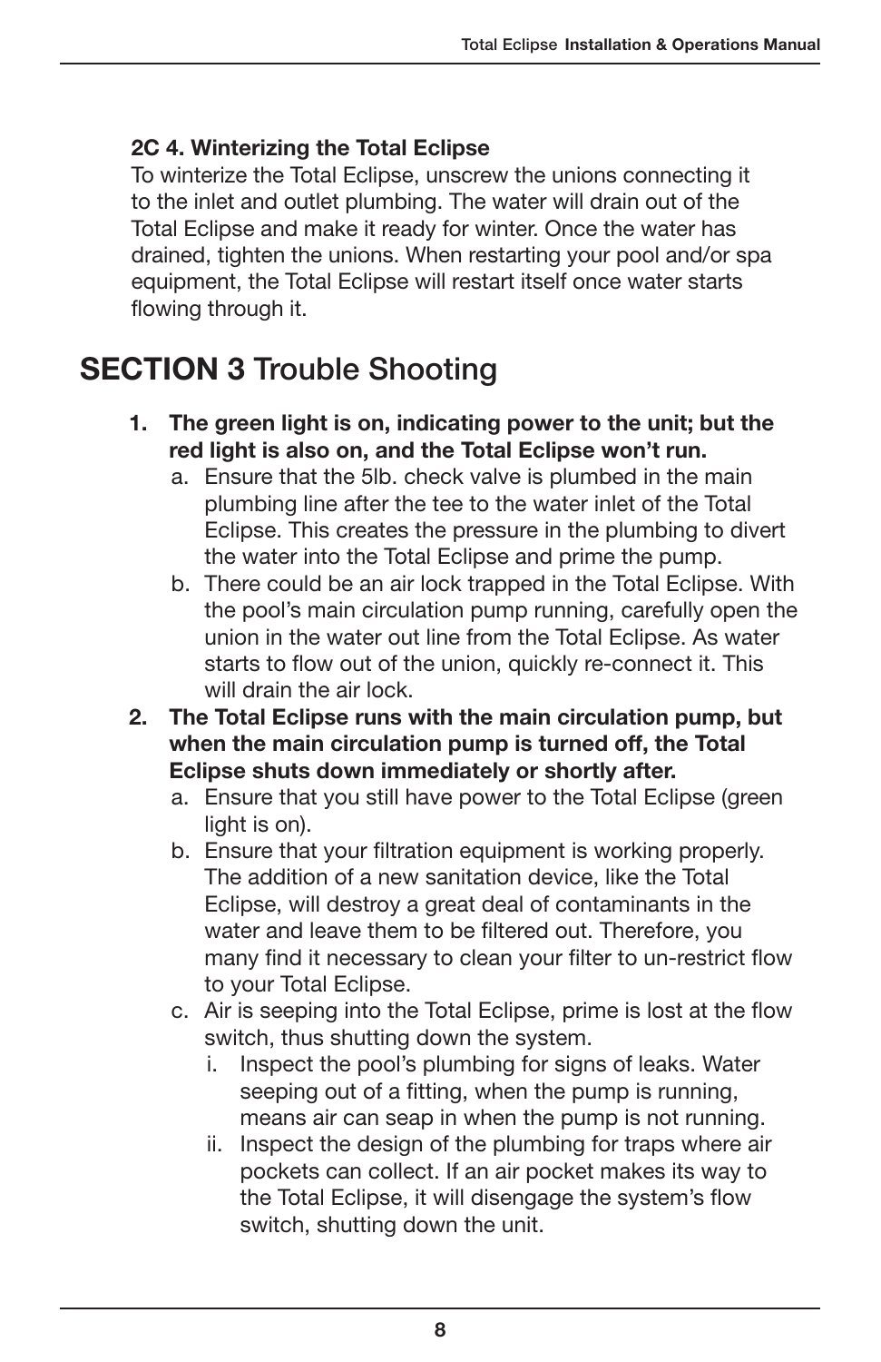### 2C 4. Winterizing the Total Eclipse

To winterize the Total Eclipse, unscrew the unions connecting it to the inlet and outlet plumbing. The water will drain out of the Total Eclipse and make it ready for winter. Once the water has drained, tighten the unions. When restarting your pool and/or spa equipment, the Total Eclipse will restart itself once water starts flowing through it.

# SECTION 3 Trouble Shooting

1. **The green light is on, indicating power to the unit; but the red light is also on, and the Total Eclipse won't run.**
   a. Ensure that the 5lb. check valve is plumbed in the main plumbing line after the tee to the water inlet of the Total Eclipse. This creates the pressure in the plumbing to divert the water into the Total Eclipse and prime the pump.
   b. There could be an air lock trapped in the Total Eclipse. With the pool's main circulation pump running, carefully open the union in the water out line from the Total Eclipse. As water starts to flow out of the union, quickly re-connect it. This will drain the air lock.
2. **The Total Eclipse runs with the main circulation pump, but when the main circulation pump is turned off, the Total Eclipse shuts down immediately or shortly after.**
   a. Ensure that you still have power to the Total Eclipse (green light is on).
   b. Ensure that your filtration equipment is working properly. The addition of a new sanitation device, like the Total Eclipse, will destroy a great deal of contaminants in the water and leave them to be filtered out. Therefore, you many find it necessary to clean your filter to un-restrict flow to your Total Eclipse.
   c. Air is seeping into the Total Eclipse, prime is lost at the flow switch, thus shutting down the system.
      i. Inspect the pool's plumbing for signs of leaks. Water seeping out of a fitting, when the pump is running, means air can seap in when the pump is not running.
      ii. Inspect the design of the plumbing for traps where air pockets can collect. If an air pocket makes its way to the Total Eclipse, it will disengage the system's flow switch, shutting down the unit.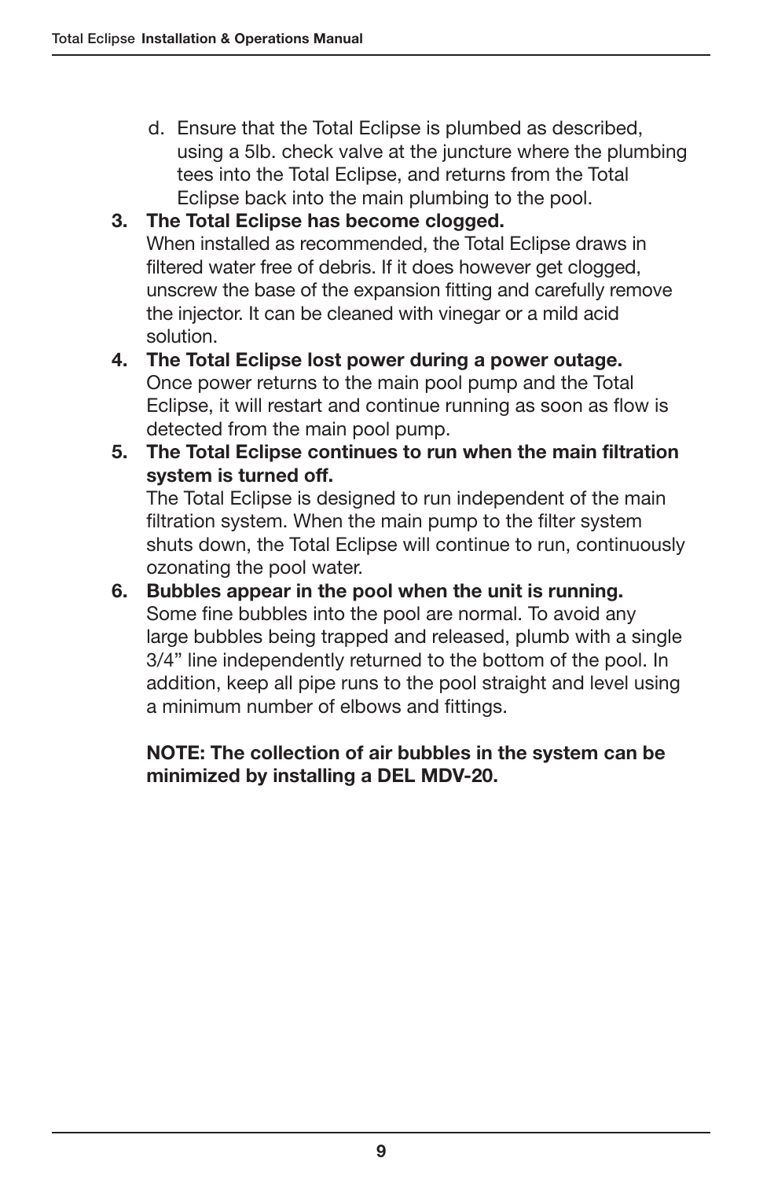d. Ensure that the Total Eclipse is plumbed as described, using a 5lb. check valve at the juncture where the plumbing tees into the Total Eclipse, and returns from the Total Eclipse back into the main plumbing to the pool.

3. **The Total Eclipse has become clogged.**
   When installed as recommended, the Total Eclipse draws in filtered water free of debris. If it does however get clogged, unscrew the base of the expansion fitting and carefully remove the injector. It can be cleaned with vinegar or a mild acid solution.

4. **The Total Eclipse lost power during a power outage.**
   Once power returns to the main pool pump and the Total Eclipse, it will restart and continue running as soon as flow is detected from the main pool pump.

5. **The Total Eclipse continues to run when the main filtration system is turned off.**
   The Total Eclipse is designed to run independent of the main filtration system. When the main pump to the filter system shuts down, the Total Eclipse will continue to run, continuously ozonating the pool water.

6. **Bubbles appear in the pool when the unit is running.**
   Some fine bubbles into the pool are normal. To avoid any large bubbles being trapped and released, plumb with a single 3/4" line independently returned to the bottom of the pool. In addition, keep all pipe runs to the pool straight and level using a minimum number of elbows and fittings.

   **NOTE: The collection of air bubbles in the system can be minimized by installing a DEL MDV-20.**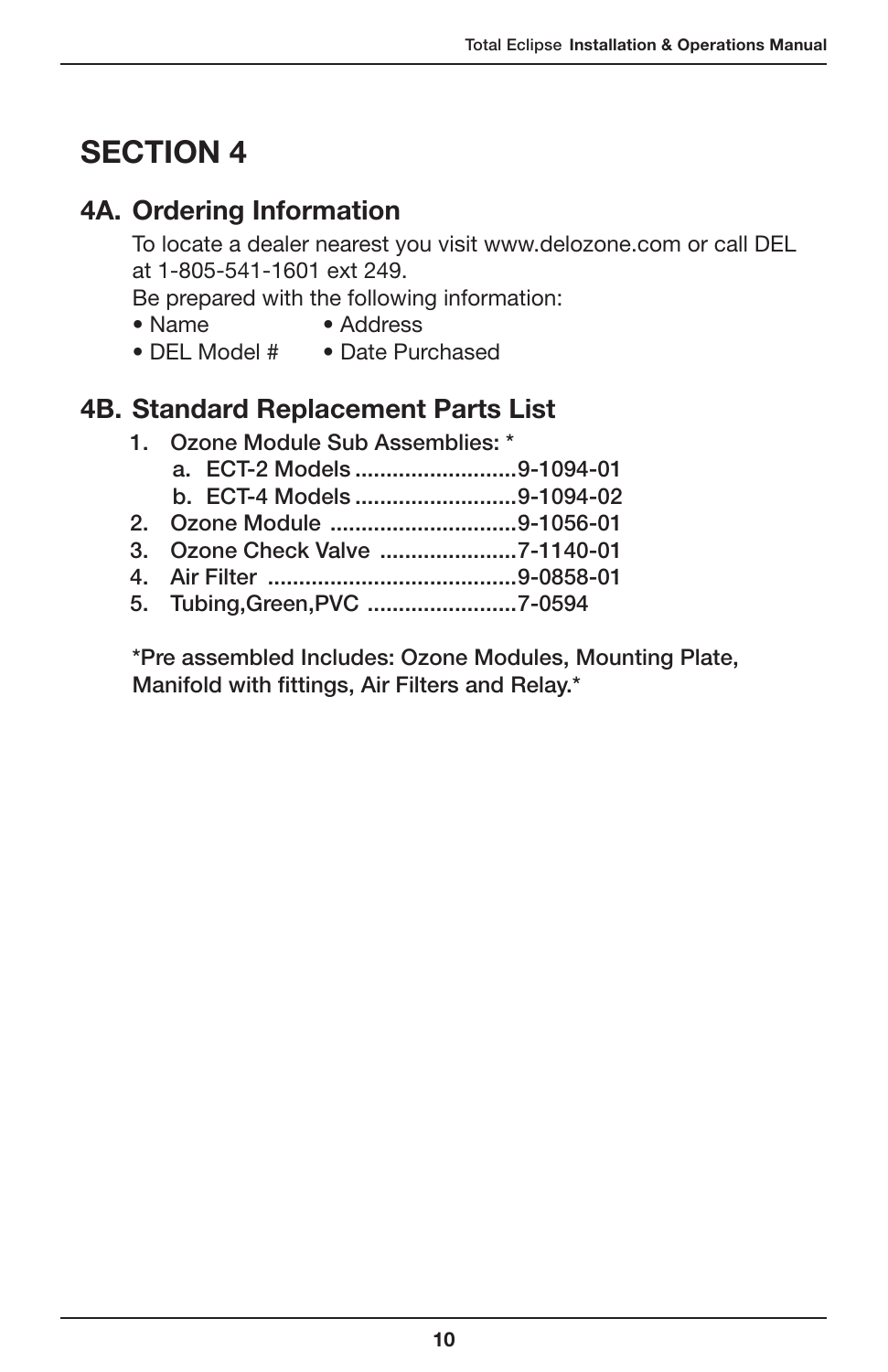# SECTION 4

## 4A. Ordering Information

To locate a dealer nearest you visit www.delozone.com or call DEL at 1-805-541-1601 ext 249.

Be prepared with the following information:

- Name
- Address
- DEL Model #
- Date Purchased

## 4B. Standard Replacement Parts List

1. Ozone Module Sub Assemblies: *
   a. ECT-2 Models ..........................9-1094-01
   b. ECT-4 Models ..........................9-1094-02
2. Ozone Module ..............................9-1056-01
3. Ozone Check Valve ......................7-1140-01
4. Air Filter ........................................9-0858-01
5. Tubing,Green,PVC ........................7-0594

*Pre assembled Includes: Ozone Modules, Mounting Plate, Manifold with fittings, Air Filters and Relay.*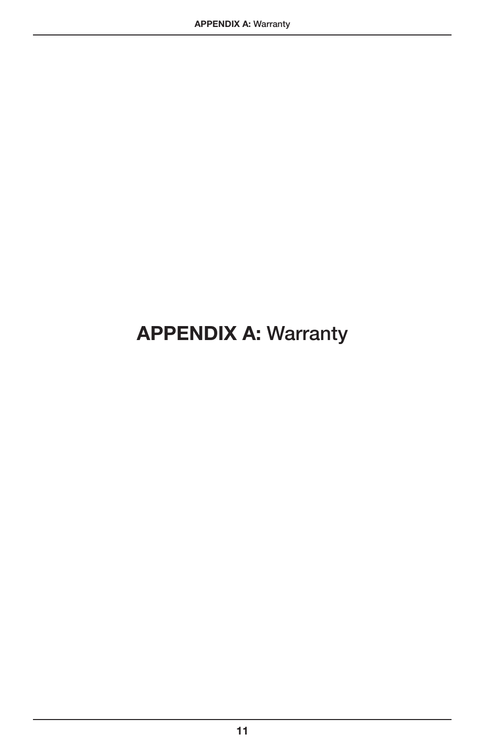# APPENDIX A: Warranty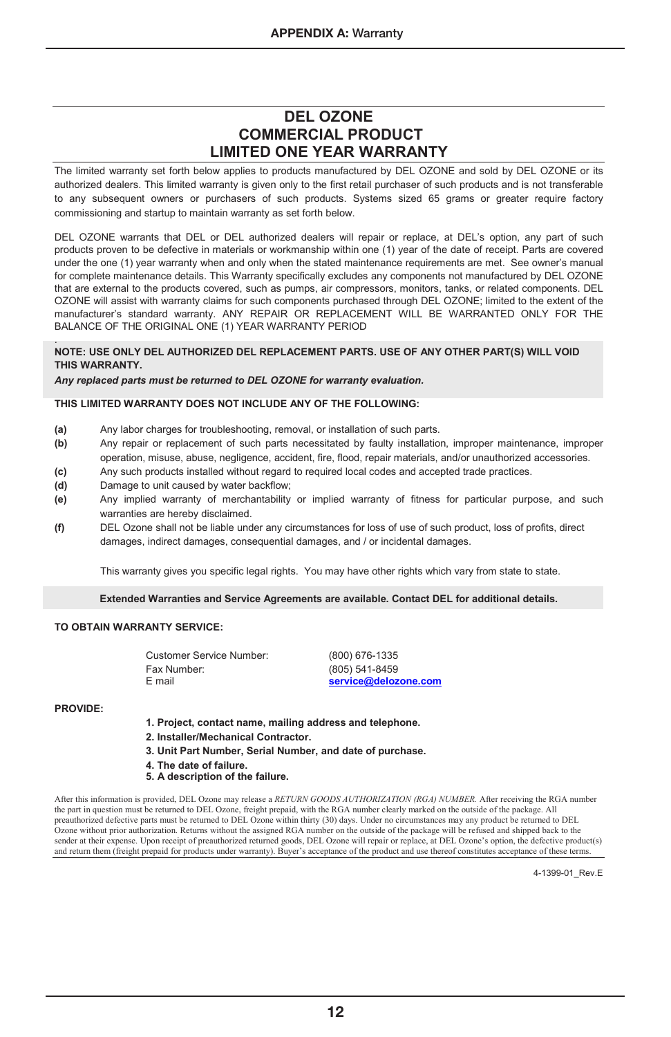# DEL OZONE
# COMMERCIAL PRODUCT
# LIMITED ONE YEAR WARRANTY

The limited warranty set forth below applies to products manufactured by DEL OZONE and sold by DEL OZONE or its authorized dealers. This limited warranty is given only to the first retail purchaser of such products and is not transferable to any subsequent owners or purchasers of such products. Systems sized 65 grams or greater require factory commissioning and startup to maintain warranty as set forth below.

DEL OZONE warrants that DEL or DEL authorized dealers will repair or replace, at DEL's option, any part of such products proven to be defective in materials or workmanship within one (1) year of the date of receipt. Parts are covered under the one (1) year warranty when and only when the stated maintenance requirements are met. See owner's manual for complete maintenance details. This Warranty specifically excludes any components not manufactured by DEL OZONE that are external to the products covered, such as pumps, air compressors, monitors, tanks, or related components. DEL OZONE will assist with warranty claims for such components purchased through DEL OZONE; limited to the extent of the manufacturer's standard warranty. ANY REPAIR OR REPLACEMENT WILL BE WARRANTED ONLY FOR THE BALANCE OF THE ORIGINAL ONE (1) YEAR WARRANTY PERIOD

**NOTE: USE ONLY DEL AUTHORIZED DEL REPLACEMENT PARTS. USE OF ANY OTHER PART(S) WILL VOID THIS WARRANTY.**

***Any replaced parts must be returned to DEL OZONE for warranty evaluation.***

**THIS LIMITED WARRANTY DOES NOT INCLUDE ANY OF THE FOLLOWING:**

**(a)** Any labor charges for troubleshooting, removal, or installation of such parts.

**(b)** Any repair or replacement of such parts necessitated by faulty installation, improper maintenance, improper operation, misuse, abuse, negligence, accident, fire, flood, repair materials, and/or unauthorized accessories.

**(c)** Any such products installed without regard to required local codes and accepted trade practices.

**(d)** Damage to unit caused by water backflow;

**(e)** Any implied warranty of merchantability or implied warranty of fitness for particular purpose, and such warranties are hereby disclaimed.

**(f)** DEL Ozone shall not be liable under any circumstances for loss of use of such product, loss of profits, direct damages, indirect damages, consequential damages, and / or incidental damages.

This warranty gives you specific legal rights. You may have other rights which vary from state to state.

**Extended Warranties and Service Agreements are available. Contact DEL for additional details.**

**TO OBTAIN WARRANTY SERVICE:**

| | |
|---|---|
| Customer Service Number: | (800) 676-1335 |
| Fax Number: | (805) 541-8459 |
| E mail | **service@delozone.com** |

**PROVIDE:**

**1. Project, contact name, mailing address and telephone.**
**2. Installer/Mechanical Contractor.**
**3. Unit Part Number, Serial Number, and date of purchase.**
**4. The date of failure.**
**5. A description of the failure.**

After this information is provided, DEL Ozone may release a *RETURN GOODS AUTHORIZATION (RGA) NUMBER.* After receiving the RGA number the part in question must be returned to DEL Ozone, freight prepaid, with the RGA number clearly marked on the outside of the package. All preauthorized defective parts must be returned to DEL Ozone within thirty (30) days. Under no circumstances may any product be returned to DEL Ozone without prior authorization. Returns without the assigned RGA number on the outside of the package will be refused and shipped back to the sender at their expense. Upon receipt of preauthorized returned goods, DEL Ozone will repair or replace, at DEL Ozone's option, the defective product(s) and return them (freight prepaid for products under warranty). Buyer's acceptance of the product and use thereof constitutes acceptance of these terms.

4-1399-01_Rev.E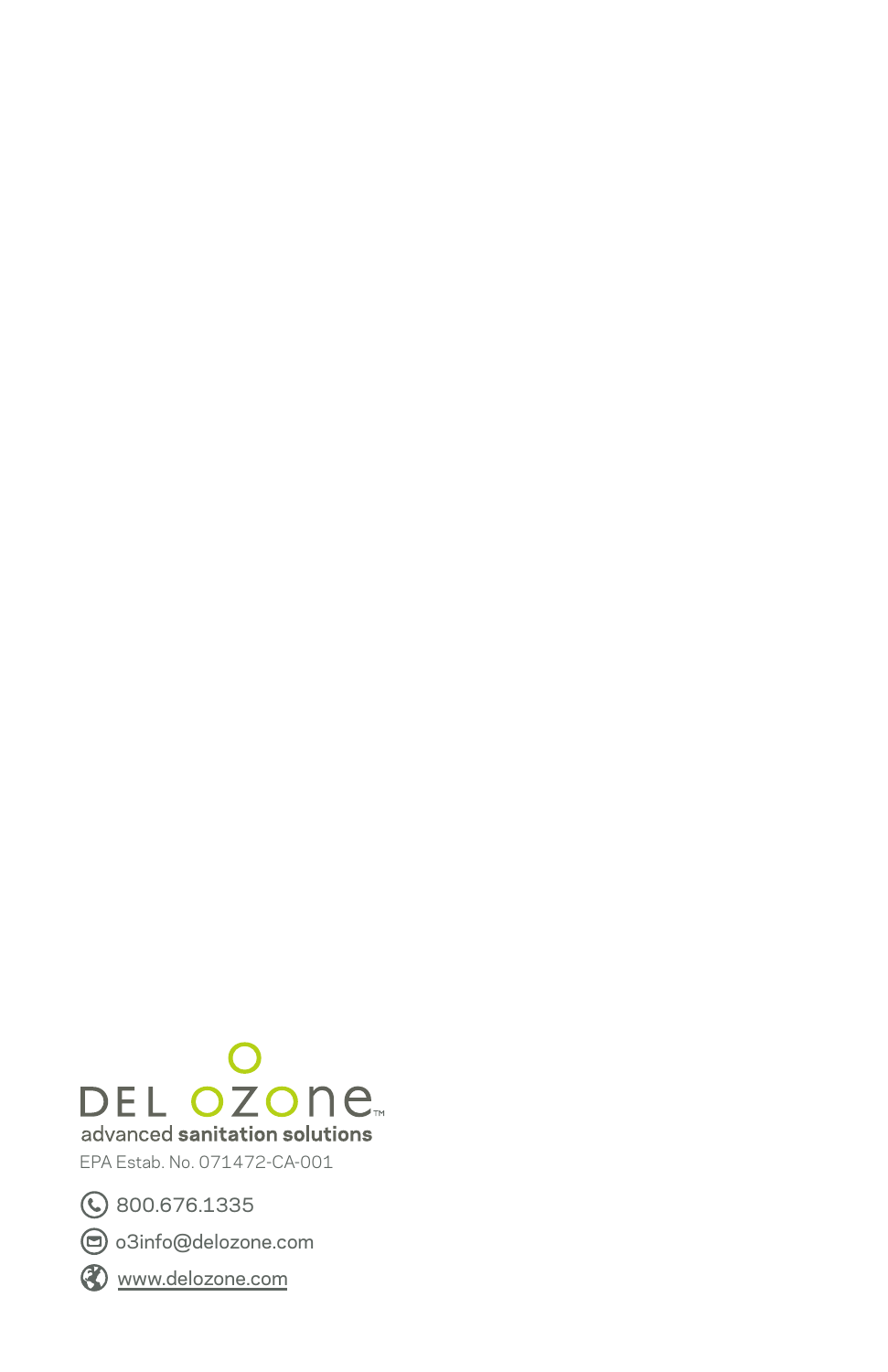DEL OZONE™

advanced **sanitation solutions**

EPA Estab. No. 071472-CA-001

800.676.1335

o3info@delozone.com

www.delozone.com